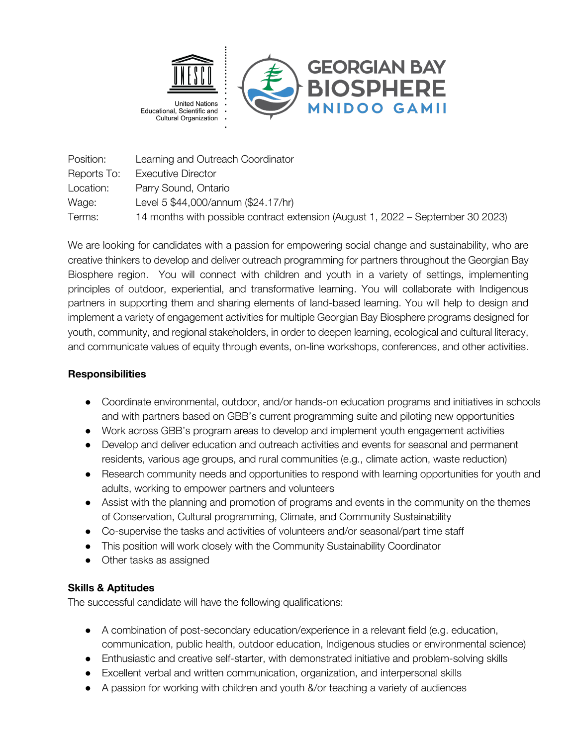United Nations Educational, Scientific and Cultural Organization

GEORGIAN BAY BIOSPHERE
MNIDOO GAMII

| | |
|---|---|
| Position: | Learning and Outreach Coordinator |
| Reports To: | Executive Director |
| Location: | Parry Sound, Ontario |
| Wage: | Level 5 $44,000/annum ($24.17/hr) |
| Terms: | 14 months with possible contract extension (August 1, 2022 – September 30 2023) |

We are looking for candidates with a passion for empowering social change and sustainability, who are creative thinkers to develop and deliver outreach programming for partners throughout the Georgian Bay Biosphere region. You will connect with children and youth in a variety of settings, implementing principles of outdoor, experiential, and transformative learning. You will collaborate with Indigenous partners in supporting them and sharing elements of land-based learning. You will help to design and implement a variety of engagement activities for multiple Georgian Bay Biosphere programs designed for youth, community, and regional stakeholders, in order to deepen learning, ecological and cultural literacy, and communicate values of equity through events, on-line workshops, conferences, and other activities.

**Responsibilities**

- Coordinate environmental, outdoor, and/or hands-on education programs and initiatives in schools and with partners based on GBB's current programming suite and piloting new opportunities
- Work across GBB's program areas to develop and implement youth engagement activities
- Develop and deliver education and outreach activities and events for seasonal and permanent residents, various age groups, and rural communities (e.g., climate action, waste reduction)
- Research community needs and opportunities to respond with learning opportunities for youth and adults, working to empower partners and volunteers
- Assist with the planning and promotion of programs and events in the community on the themes of Conservation, Cultural programming, Climate, and Community Sustainability
- Co-supervise the tasks and activities of volunteers and/or seasonal/part time staff
- This position will work closely with the Community Sustainability Coordinator
- Other tasks as assigned

**Skills & Aptitudes**

The successful candidate will have the following qualifications:

- A combination of post-secondary education/experience in a relevant field (e.g. education, communication, public health, outdoor education, Indigenous studies or environmental science)
- Enthusiastic and creative self-starter, with demonstrated initiative and problem-solving skills
- Excellent verbal and written communication, organization, and interpersonal skills
- A passion for working with children and youth &/or teaching a variety of audiences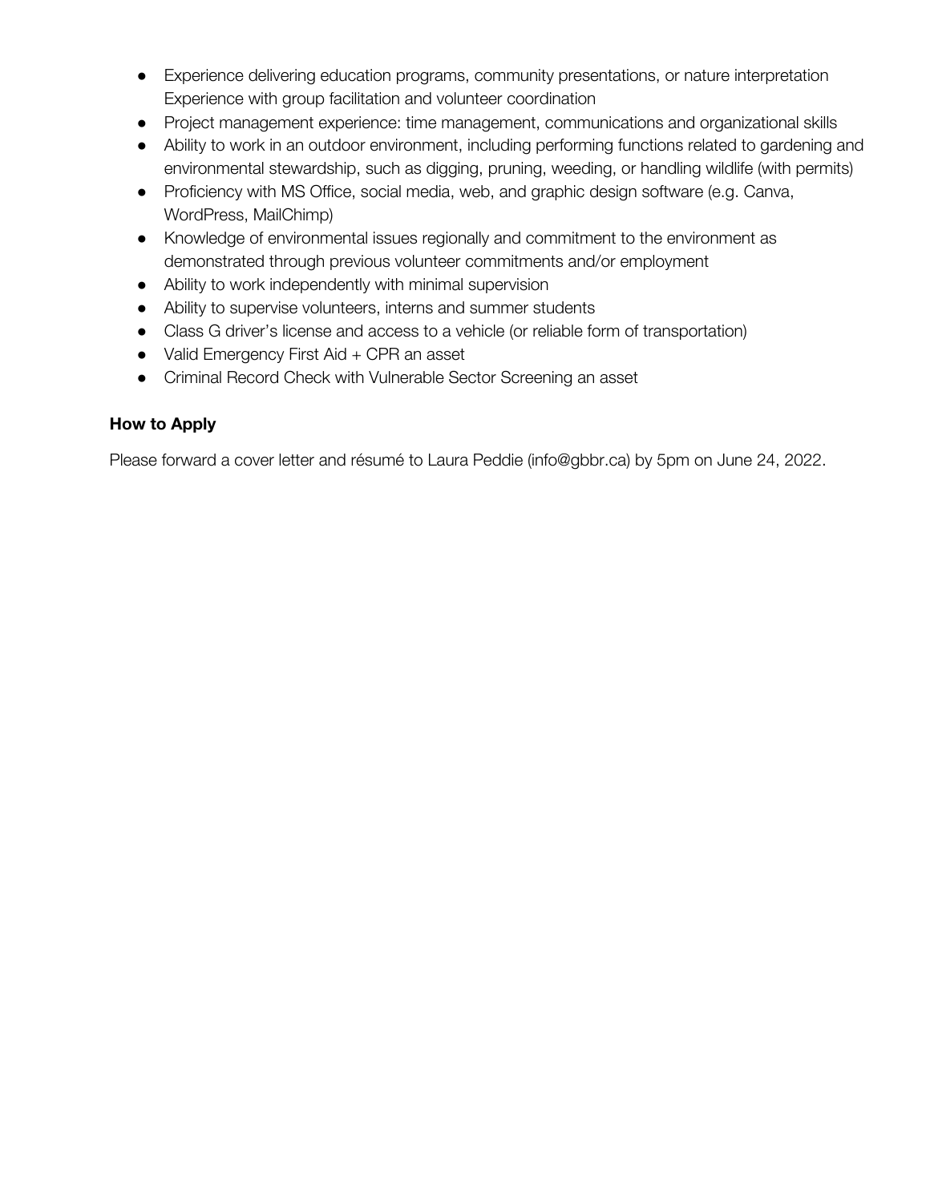- Experience delivering education programs, community presentations, or nature interpretation Experience with group facilitation and volunteer coordination
- Project management experience: time management, communications and organizational skills
- Ability to work in an outdoor environment, including performing functions related to gardening and environmental stewardship, such as digging, pruning, weeding, or handling wildlife (with permits)
- Proficiency with MS Office, social media, web, and graphic design software (e.g. Canva, WordPress, MailChimp)
- Knowledge of environmental issues regionally and commitment to the environment as demonstrated through previous volunteer commitments and/or employment
- Ability to work independently with minimal supervision
- Ability to supervise volunteers, interns and summer students
- Class G driver's license and access to a vehicle (or reliable form of transportation)
- Valid Emergency First Aid + CPR an asset
- Criminal Record Check with Vulnerable Sector Screening an asset

**How to Apply**

Please forward a cover letter and résumé to Laura Peddie (info@gbbr.ca) by 5pm on June 24, 2022.